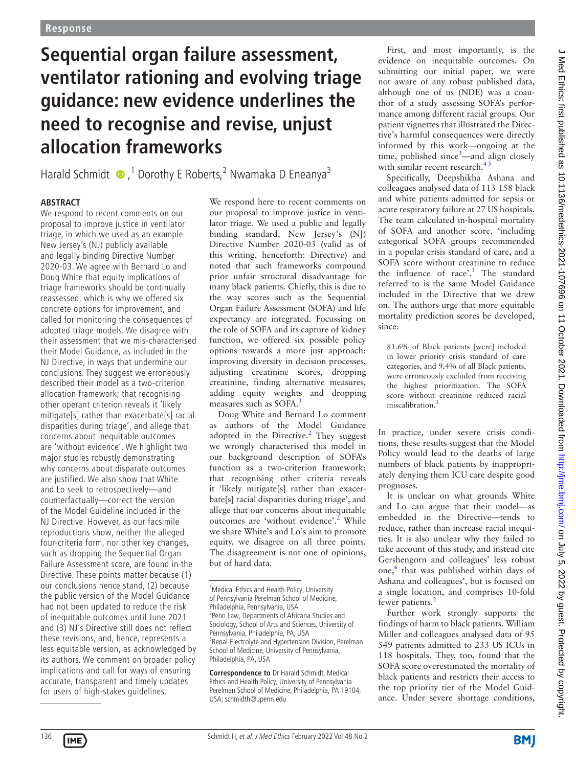Response

# Sequential organ failure assessment, ventilator rationing and evolving triage guidance: new evidence underlines the need to recognise and revise, unjust allocation frameworks

Harald Schmidt [1], Dorothy E Roberts [2], Nwamaka D Eneanya [3]

## ABSTRACT

We respond to recent comments on our proposal to improve justice in ventilator triage, in which we used as an example New Jersey's (NJ) publicly available and legally binding Directive Number 2020-03. We agree with Bernard Lo and Doug White that equity implications of triage frameworks should be continually reassessed, which is why we offered six concrete options for improvement, and called for monitoring the consequences of adopted triage models. We disagree with their assessment that we mis-characterised their Model Guidance, as included in the NJ Directive, in ways that undermine our conclusions. They suggest we erroneously described their model as a two-criterion allocation framework; that recognising other operant criterion reveals it 'likely mitigate[s] rather than exacerbate[s] racial disparities during triage', and allege that concerns about inequitable outcomes are 'without evidence'. We highlight two major studies robustly demonstrating why concerns about disparate outcomes are justified. We also show that White and Lo seek to retrospectively—and counterfactually—correct the version of the Model Guideline included in the NJ Directive. However, as our facsimile reproductions show, neither the alleged four-criteria form, nor other key changes, such as dropping the Sequential Organ Failure Assessment score, are found in the Directive. These points matter because (1) our conclusions hence stand, (2) because the public version of the Model Guidance had not been updated to reduce the risk of inequitable outcomes until June 2021 and (3) NJ's Directive still does not reflect these revisions, and, hence, represents a less equitable version, as acknowledged by its authors. We comment on broader policy implications and call for ways of ensuring accurate, transparent and timely updates for users of high-stakes guidelines.

We respond here to recent comments on our proposal to improve justice in ventilator triage. We used a public and legally binding standard, New Jersey's (NJ) Directive Number 2020-03 (valid as of this writing, henceforth: Directive) and noted that such frameworks compound prior unfair structural disadvantage for many black patients. Chiefly, this is due to the way scores such as the Sequential Organ Failure Assessment (SOFA) and life expectancy are integrated. Focussing on the role of SOFA and its capture of kidney function, we offered six possible policy options towards a more just approach: improving diversity in decision processes, adjusting creatinine scores, dropping creatinine, finding alternative measures, adding equity weights and dropping measures such as SOFA.[1]

Doug White and Bernard Lo comment as authors of the Model Guidance adopted in the Directive.[2] They suggest we wrongly characterised this model in our background description of SOFA's function as a two-criterion framework; that recognising other criteria reveals it 'likely mitigate[s] rather than exacerbate[s] racial disparities during triage', and allege that our concerns about inequitable outcomes are 'without evidence'.[2] While we share White's and Lo's aim to promote equity, we disagree on all three points. The disagreement is not one of opinions, but of hard data.

First, and most importantly, is the evidence on inequitable outcomes. On submitting our initial paper, we were not aware of any robust published data, although one of us (NDE) was a coauthor of a study assessing SOFA's performance among different racial groups. Our patient vignettes that illustrated the Directive's harmful consequences were directly informed by this work—ongoing at the time, published since[3]—and align closely with similar recent research.[4,5]

Specifically, Deepshikha Ashana and colleagues analysed data of 113 158 black and white patients admitted for sepsis or acute respiratory failure at 27 US hospitals. The team calculated in-hospital mortality of SOFA and another score, 'including categorical SOFA groups recommended in a popular crisis standard of care, and a SOFA score without creatinine to reduce the influence of race'.[3] The standard referred to is the same Model Guidance included in the Directive that we drew on. The authors urge that more equitable mortality prediction scores be developed, since:

> 81.6% of Black patients [were] included in lower priority crisis standard of care categories, and 9.4% of all Black patients, were erroneously excluded from receiving the highest prioritization. The SOFA score without creatinine reduced racial miscalibration.[3]

In practice, under severe crisis conditions, these results suggest that the Model Policy would lead to the deaths of large numbers of black patients by inappropriately denying them ICU care despite good prognoses.

It is unclear on what grounds White and Lo can argue that their model—as embedded in the Directive—tends to reduce, rather than increase racial inequities. It is also unclear why they failed to take account of this study, and instead cite Gershengorn and colleagues' less robust one,[6] that was published within days of Ashana and colleagues', but is focused on a single location, and comprises 10-fold fewer patients.[2]

Further work strongly supports the findings of harm to black patients. William Miller and colleagues analysed data of 95 549 patients admitted to 233 US ICUs in 118 hospitals. They, too, found that the SOFA score overestimated the mortality of black patients and restricts their access to the top priority tier of the Model Guidance. Under severe shortage conditions,

[1] Medical Ethics and Health Policy, University of Pennsylvania Perelman School of Medicine, Philadelphia, Pennsylvania, USA
[2] Penn Law, Departments of Africana Studies and Sociology, School of Arts and Sciences, University of Pennsylvania, Philadelphia, PA, USA
[3] Renal-Electrolyte and Hypertension Division, Perelman School of Medicine, University of Pennsylvania, Philadelphia, PA, USA

**Correspondence to** Dr Harald Schmidt, Medical Ethics and Health Policy, University of Pennsylvania Perelman School of Medicine, Philadelphia, PA 19104, USA; schmidth@upenn.edu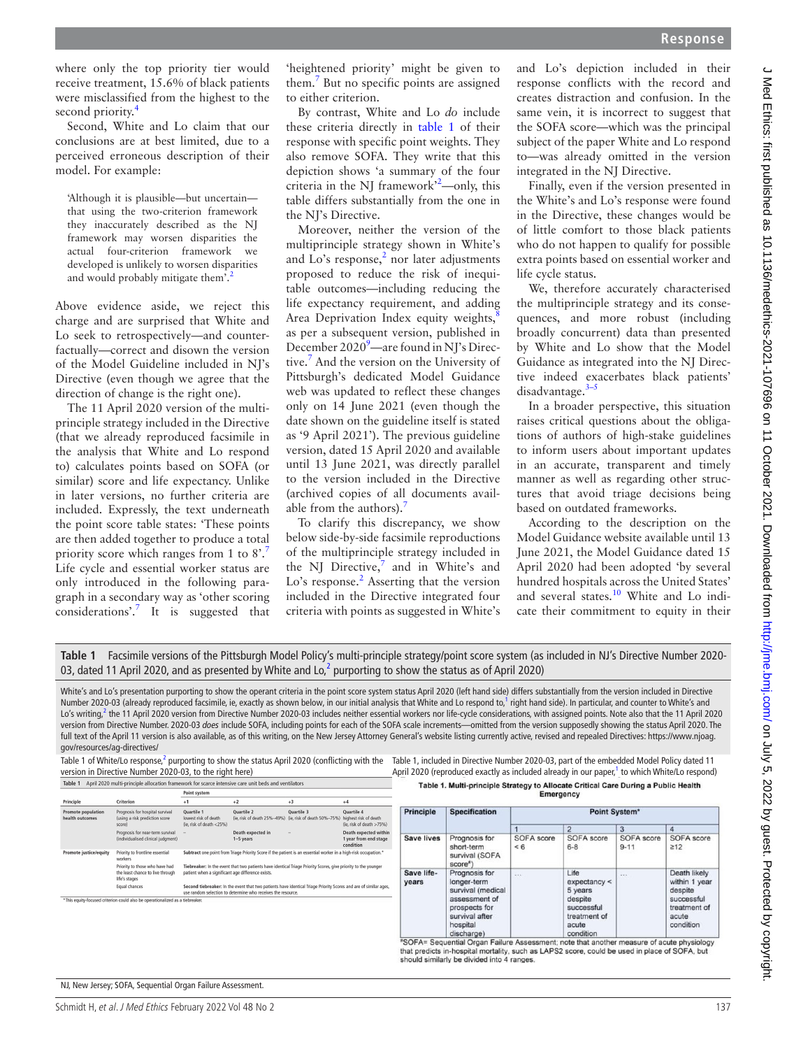where only the top priority tier would receive treatment, 15.6% of black patients were misclassified from the highest to the second priority.[4]

Second, White and Lo claim that our conclusions are at best limited, due to a perceived erroneous description of their model. For example:

> 'Although it is plausible—but uncertain—that using the two-criterion framework they inaccurately described as the NJ framework may worsen disparities the actual four-criterion framework we developed is unlikely to worsen disparities and would probably mitigate them'.[2]

Above evidence aside, we reject this charge and are surprised that White and Lo seek to retrospectively—and counterfactually—correct and disown the version of the Model Guideline included in NJ's Directive (even though we agree that the direction of change is the right one).

The 11 April 2020 version of the multiprinciple strategy included in the Directive (that we already reproduced facsimile in the analysis that White and Lo respond to) calculates points based on SOFA (or similar) score and life expectancy. Unlike in later versions, no further criteria are included. Expressly, the text underneath the point score table states: 'These points are then added together to produce a total priority score which ranges from 1 to 8'.[7] Life cycle and essential worker status are only introduced in the following paragraph in a secondary way as 'other scoring considerations'.[7] It is suggested that 'heightened priority' might be given to them.[7] But no specific points are assigned to either criterion.

By contrast, White and Lo *do* include these criteria directly in table 1 of their response with specific point weights. They also remove SOFA. They write that this depiction shows 'a summary of the four criteria in the NJ framework'[2]—only, this table differs substantially from the one in the NJ's Directive.

Moreover, neither the version of the multiprinciple strategy shown in White's and Lo's response,[2] nor later adjustments proposed to reduce the risk of inequitable outcomes—including reducing the life expectancy requirement, and adding Area Deprivation Index equity weights,[8] as per a subsequent version, published in December 2020[9]—are found in NJ's Directive.[7] And the version on the University of Pittsburgh's dedicated Model Guidance web was updated to reflect these changes only on 14 June 2021 (even though the date shown on the guideline itself is stated as '9 April 2021'). The previous guideline version, dated 15 April 2020 and available until 13 June 2021, was directly parallel to the version included in the Directive (archived copies of all documents available from the authors).[7]

To clarify this discrepancy, we show below side-by-side facsimile reproductions of the multiprinciple strategy included in the NJ Directive,[7] and in White's and Lo's response.[2] Asserting that the version included in the Directive integrated four criteria with points as suggested in White's and Lo's depiction included in their response conflicts with the record and creates distraction and confusion. In the same vein, it is incorrect to suggest that the SOFA score—which was the principal subject of the paper White and Lo respond to—was already omitted in the version integrated in the NJ Directive.

Finally, even if the version presented in the White's and Lo's response were found in the Directive, these changes would be of little comfort to those black patients who do not happen to qualify for possible extra points based on essential worker and life cycle status.

We, therefore accurately characterised the multiprinciple strategy and its consequences, and more robust (including broadly concurrent) data than presented by White and Lo show that the Model Guidance as integrated into the NJ Directive indeed exacerbates black patients' disadvantage.[3–5]

In a broader perspective, this situation raises critical questions about the obligations of authors of high-stake guidelines to inform users about important updates in an accurate, transparent and timely manner as well as regarding other structures that avoid triage decisions being based on outdated frameworks.

According to the description on the Model Guidance website available until 13 June 2021, the Model Guidance dated 15 April 2020 had been adopted 'by several hundred hospitals across the United States' and several states.[10] White and Lo indicate their commitment to equity in their

**Table 1** Facsimile versions of the Pittsburgh Model Policy's multi-principle strategy/point score system (as included in NJ's Directive Number 2020-03, dated 11 April 2020, and as presented by White and Lo,[2] purporting to show the status as of April 2020)

White's and Lo's presentation purporting to show the operant criteria in the point score system status April 2020 (left hand side) differs substantially from the version included in Directive Number 2020-03 (already reproduced facsimile, ie, exactly as shown below, in our initial analysis that White and Lo respond to,[1] right hand side). In particular, and counter to White's and Lo's writing,[2] the 11 April 2020 version from Directive Number 2020-03 includes neither essential workers nor life-cycle considerations, with assigned points. Note also that the 11 April 2020 version from Directive Number. 2020-03 *does* include SOFA, including points for each of the SOFA scale increments—omitted from the version supposedly showing the status April 2020. The full text of the April 11 version is also available, as of this writing, on the New Jersey Attorney General's website listing currently active, revised and repealed Directives: https://www.njoag.gov/resources/ag-directives/

Table 1 of White/Lo response,[2] purporting to show the status April 2020 (conflicting with the version in Directive Number 2020-03, to the right here)

Table 1 April 2020 multi-principle allocation framework for scarce intensive care unit beds and ventilators

| Principle | Criterion | Point system | | | |
|---|---|---|---|---|---|
| | | +1 | +2 | +3 | +4 |
| Promote population health outcomes | Prognosis for hospital survival (using a risk prediction score score) | Quartile 1 lowest risk of death (ie, risk of death <25%) | Quartile 2 (ie, risk of death 25%–49%) | Quartile 3 (ie, risk of death 50%–75%) | Quartile 4 highest risk of death (ie, risk of death >75%) |
| | Prognosis for near-term survival (individualised clinical judgment) | – | Death expected in 1–5 years | – | Death expected within 1 year from end stage condition |
| Promote justice/equity | Priority to frontline essential workers | Subtract one point from Triage Priority Score if the patient is an essential worker in a high-risk occupation.* | | | |
| | Priority to those who have had the least chance to live through life's stages | Tiebreaker: In the event that two patients have identical Triage Priority Scores, give priority to the younger patient when a significant age difference exists. | | | |
| | Equal chances | Second tiebreaker: In the event that two patients have identical Triage Priority Scores and are of similar ages, use random selection to determine who receives the resource. | | | |

*This equity-focused criterion could also be operationalized as a tiebreaker.

Table 1, included in Directive Number 2020-03, part of the embedded Model Policy dated 11 April 2020 (reproduced exactly as included already in our paper,[1] to which White/Lo respond)

Table 1. Multi-principle Strategy to Allocate Critical Care During a Public Health Emergency

| Principle | Specification | Point System* | | | |
|---|---|---|---|---|---|
| | | 1 | 2 | 3 | 4 |
| Save lives | Prognosis for short-term survival (SOFA score#) | SOFA score < 6 | SOFA score 6-8 | SOFA score 9-11 | SOFA score ≥12 |
| Save life-years | Prognosis for longer-term survival (medical assessment of prospects for survival after hospital discharge) | ... | Life expectancy < 5 years despite successful treatment of acute condition | ... | Death likely within 1 year despite successful treatment of acute condition |

#SOFA= Sequential Organ Failure Assessment; note that another measure of acute physiology that predicts in-hospital mortality, such as LAPS2 score, could be used in place of SOFA, but should similarly be divided into 4 ranges.

NJ, New Jersey; SOFA, Sequential Organ Failure Assessment.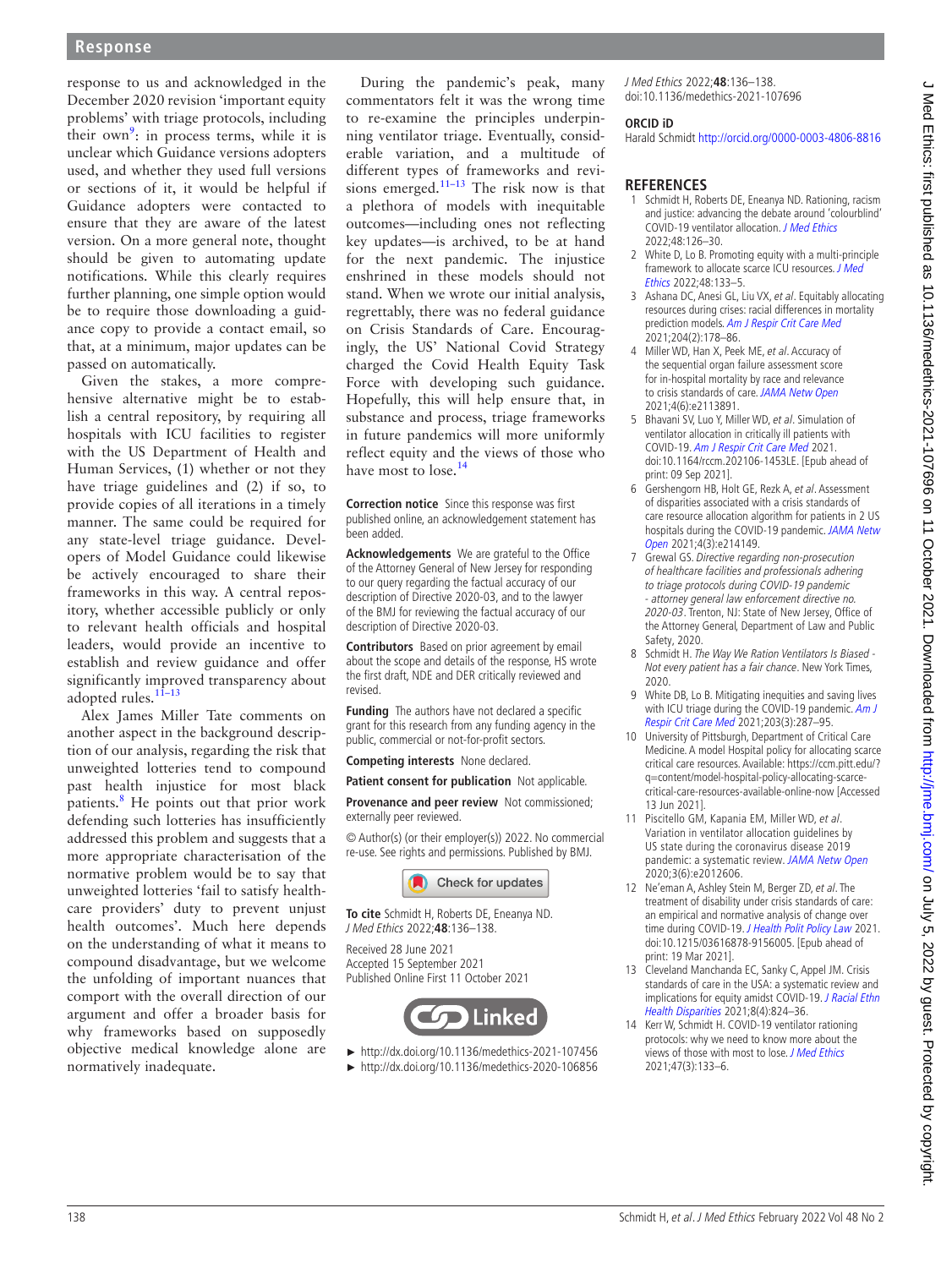response to us and acknowledged in the December 2020 revision 'important equity problems' with triage protocols, including their own[9]: in process terms, while it is unclear which Guidance versions adopters used, and whether they used full versions or sections of it, it would be helpful if Guidance adopters were contacted to ensure that they are aware of the latest version. On a more general note, thought should be given to automating update notifications. While this clearly requires further planning, one simple option would be to require those downloading a guidance copy to provide a contact email, so that, at a minimum, major updates can be passed on automatically.

Given the stakes, a more comprehensive alternative might be to establish a central repository, by requiring all hospitals with ICU facilities to register with the US Department of Health and Human Services, (1) whether or not they have triage guidelines and (2) if so, to provide copies of all iterations in a timely manner. The same could be required for any state-level triage guidance. Developers of Model Guidance could likewise be actively encouraged to share their frameworks in this way. A central repository, whether accessible publicly or only to relevant health officials and hospital leaders, would provide an incentive to establish and review guidance and offer significantly improved transparency about adopted rules.[11–13]

Alex James Miller Tate comments on another aspect in the background description of our analysis, regarding the risk that unweighted lotteries tend to compound past health injustice for most black patients.[8] He points out that prior work defending such lotteries has insufficiently addressed this problem and suggests that a more appropriate characterisation of the normative problem would be to say that unweighted lotteries 'fail to satisfy healthcare providers' duty to prevent unjust health outcomes'. Much here depends on the understanding of what it means to compound disadvantage, but we welcome the unfolding of important nuances that comport with the overall direction of our argument and offer a broader basis for why frameworks based on supposedly objective medical knowledge alone are normatively inadequate.

During the pandemic's peak, many commentators felt it was the wrong time to re-examine the principles underpinning ventilator triage. Eventually, considerable variation, and a multitude of different types of frameworks and revisions emerged.[11–13] The risk now is that a plethora of models with inequitable outcomes—including ones not reflecting key updates—is archived, to be at hand for the next pandemic. The injustice enshrined in these models should not stand. When we wrote our initial analysis, regrettably, there was no federal guidance on Crisis Standards of Care. Encouragingly, the US' National Covid Strategy charged the Covid Health Equity Task Force with developing such guidance. Hopefully, this will help ensure that, in substance and process, triage frameworks in future pandemics will more uniformly reflect equity and the views of those who have most to lose.[14]

**Correction notice** Since this response was first published online, an acknowledgement statement has been added.

**Acknowledgements** We are grateful to the Office of the Attorney General of New Jersey for responding to our query regarding the factual accuracy of our description of Directive 2020-03, and to the lawyer of the BMJ for reviewing the factual accuracy of our description of Directive 2020-03.

**Contributors** Based on prior agreement by email about the scope and details of the response, HS wrote the first draft, NDE and DER critically reviewed and revised.

**Funding** The authors have not declared a specific grant for this research from any funding agency in the public, commercial or not-for-profit sectors.

**Competing interests** None declared.

**Patient consent for publication** Not applicable.

**Provenance and peer review** Not commissioned; externally peer reviewed.

© Author(s) (or their employer(s)) 2022. No commercial re-use. See rights and permissions. Published by BMJ.

**To cite** Schmidt H, Roberts DE, Eneanya ND. *J Med Ethics* 2022;**48**:136–138.

Received 28 June 2021
Accepted 15 September 2021
Published Online First 11 October 2021

► http://dx.doi.org/10.1136/medethics-2021-107456
► http://dx.doi.org/10.1136/medethics-2020-106856

*J Med Ethics* 2022;**48**:136–138.
doi:10.1136/medethics-2021-107696

**ORCID iD**

Harald Schmidt http://orcid.org/0000-0003-4806-8816

## REFERENCES

1. Schmidt H, Roberts DE, Eneanya ND. Rationing, racism and justice: advancing the debate around 'colourblind' COVID-19 ventilator allocation. *J Med Ethics* 2022;48:126–30.
2. White D, Lo B. Promoting equity with a multi-principle framework to allocate scarce ICU resources. *J Med Ethics* 2022;48:133–5.
3. Ashana DC, Anesi GL, Liu VX, *et al*. Equitably allocating resources during crises: racial differences in mortality prediction models. *Am J Respir Crit Care Med* 2021;204(2):178–86.
4. Miller WD, Han X, Peek ME, *et al*. Accuracy of the sequential organ failure assessment score for in-hospital mortality by race and relevance to crisis standards of care. *JAMA Netw Open* 2021;4(6):e2113891.
5. Bhavani SV, Luo Y, Miller WD, *et al*. Simulation of ventilator allocation in critically ill patients with COVID-19. *Am J Respir Crit Care Med* 2021. doi:10.1164/rccm.202106-1453LE. [Epub ahead of print: 09 Sep 2021].
6. Gershengorn HB, Holt GE, Rezk A, *et al*. Assessment of disparities associated with a crisis standards of care resource allocation algorithm for patients in 2 US hospitals during the COVID-19 pandemic. *JAMA Netw Open* 2021;4(3):e214149.
7. Grewal GS. *Directive regarding non-prosecution of healthcare facilities and professionals adhering to triage protocols during COVID-19 pandemic - attorney general law enforcement directive no. 2020-03*. Trenton, NJ: State of New Jersey, Office of the Attorney General, Department of Law and Public Safety, 2020.
8. Schmidt H. *The Way We Ration Ventilators Is Biased - Not every patient has a fair chance*. New York Times, 2020.
9. White DB, Lo B. Mitigating inequities and saving lives with ICU triage during the COVID-19 pandemic. *Am J Respir Crit Care Med* 2021;203(3):287–95.
10. University of Pittsburgh, Department of Critical Care Medicine. A model Hospital policy for allocating scarce critical care resources. Available: https://ccm.pitt.edu/?q=content/model-hospital-policy-allocating-scarce-critical-care-resources-available-online-now [Accessed 13 Jun 2021].
11. Piscitello GM, Kapania EM, Miller WD, *et al*. Variation in ventilator allocation guidelines by US state during the coronavirus disease 2019 pandemic: a systematic review. *JAMA Netw Open* 2020;3(6):e2012606.
12. Ne'eman A, Ashley Stein M, Berger ZD, *et al*. The treatment of disability under crisis standards of care: an empirical and normative analysis of change over time during COVID-19. *J Health Polit Policy Law* 2021. doi:10.1215/03616878-9156005. [Epub ahead of print: 19 Mar 2021].
13. Cleveland Manchanda EC, Sanky C, Appel JM. Crisis standards of care in the USA: a systematic review and implications for equity amidst COVID-19. *J Racial Ethn Health Disparities* 2021;8(4):824–36.
14. Kerr W, Schmidt H. COVID-19 ventilator rationing protocols: why we need to know more about the views of those with most to lose. *J Med Ethics* 2021;47(3):133–6.